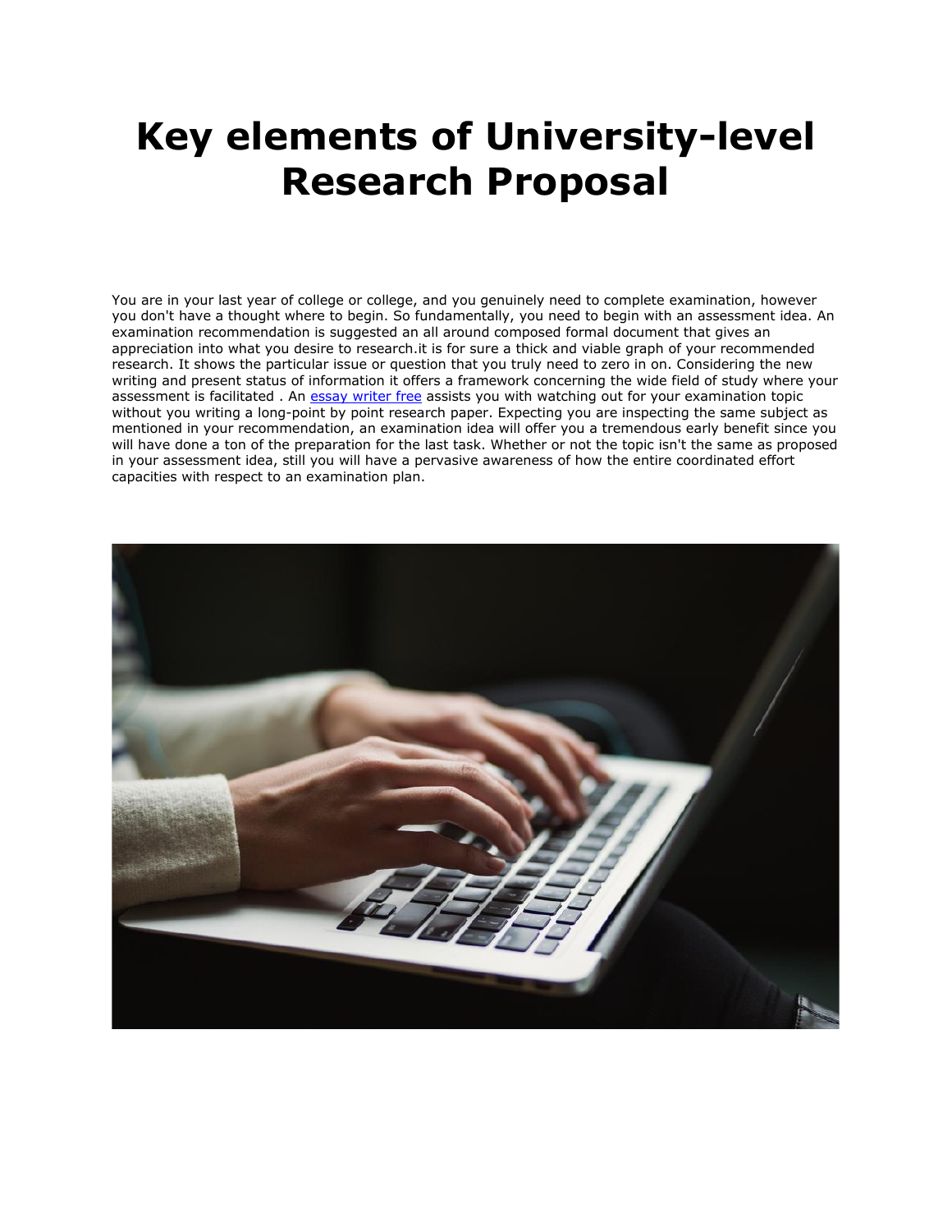# Key elements of University-level Research Proposal

You are in your last year of college or college, and you genuinely need to complete examination, however you don't have a thought where to begin. So fundamentally, you need to begin with an assessment idea. An examination recommendation is suggested an all around composed formal document that gives an appreciation into what you desire to research.it is for sure a thick and viable graph of your recommended research. It shows the particular issue or question that you truly need to zero in on. Considering the new writing and present status of information it offers a framework concerning the wide field of study where your assessment is facilitated . An [essay writer free](https://www.essaywriter.college/) assists you with watching out for your examination topic without you writing a long-point by point research paper. Expecting you are inspecting the same subject as mentioned in your recommendation, an examination idea will offer you a tremendous early benefit since you will have done a ton of the preparation for the last task. Whether or not the topic isn't the same as proposed in your assessment idea, still you will have a pervasive awareness of how the entire coordinated effort capacities with respect to an examination plan.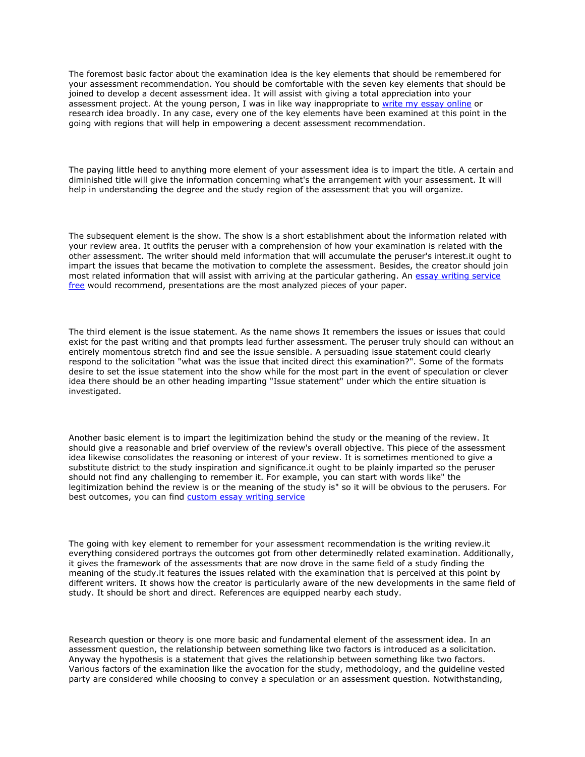The foremost basic factor about the examination idea is the key elements that should be remembered for your assessment recommendation. You should be comfortable with the seven key elements that should be joined to develop a decent assessment idea. It will assist with giving a total appreciation into your assessment project. At the young person, I was in like way inappropriate to [write my essay online]() or research idea broadly. In any case, every one of the key elements have been examined at this point in the going with regions that will help in empowering a decent assessment recommendation.

The paying little heed to anything more element of your assessment idea is to impart the title. A certain and diminished title will give the information concerning what's the arrangement with your assessment. It will help in understanding the degree and the study region of the assessment that you will organize.

The subsequent element is the show. The show is a short establishment about the information related with your review area. It outfits the peruser with a comprehension of how your examination is related with the other assessment. The writer should meld information that will accumulate the peruser's interest.it ought to impart the issues that became the motivation to complete the assessment. Besides, the creator should join most related information that will assist with arriving at the particular gathering. An [essay writing service free]() would recommend, presentations are the most analyzed pieces of your paper.

The third element is the issue statement. As the name shows It remembers the issues or issues that could exist for the past writing and that prompts lead further assessment. The peruser truly should can without an entirely momentous stretch find and see the issue sensible. A persuading issue statement could clearly respond to the solicitation "what was the issue that incited direct this examination?". Some of the formats desire to set the issue statement into the show while for the most part in the event of speculation or clever idea there should be an other heading imparting "Issue statement" under which the entire situation is investigated.

Another basic element is to impart the legitimization behind the study or the meaning of the review. It should give a reasonable and brief overview of the review's overall objective. This piece of the assessment idea likewise consolidates the reasoning or interest of your review. It is sometimes mentioned to give a substitute district to the study inspiration and significance.it ought to be plainly imparted so the peruser should not find any challenging to remember it. For example, you can start with words like" the legitimization behind the review is or the meaning of the study is" so it will be obvious to the perusers. For best outcomes, you can find [custom essay writing service]()

The going with key element to remember for your assessment recommendation is the writing review.it everything considered portrays the outcomes got from other determinedly related examination. Additionally, it gives the framework of the assessments that are now drove in the same field of a study finding the meaning of the study.it features the issues related with the examination that is perceived at this point by different writers. It shows how the creator is particularly aware of the new developments in the same field of study. It should be short and direct. References are equipped nearby each study.

Research question or theory is one more basic and fundamental element of the assessment idea. In an assessment question, the relationship between something like two factors is introduced as a solicitation. Anyway the hypothesis is a statement that gives the relationship between something like two factors. Various factors of the examination like the avocation for the study, methodology, and the guideline vested party are considered while choosing to convey a speculation or an assessment question. Notwithstanding,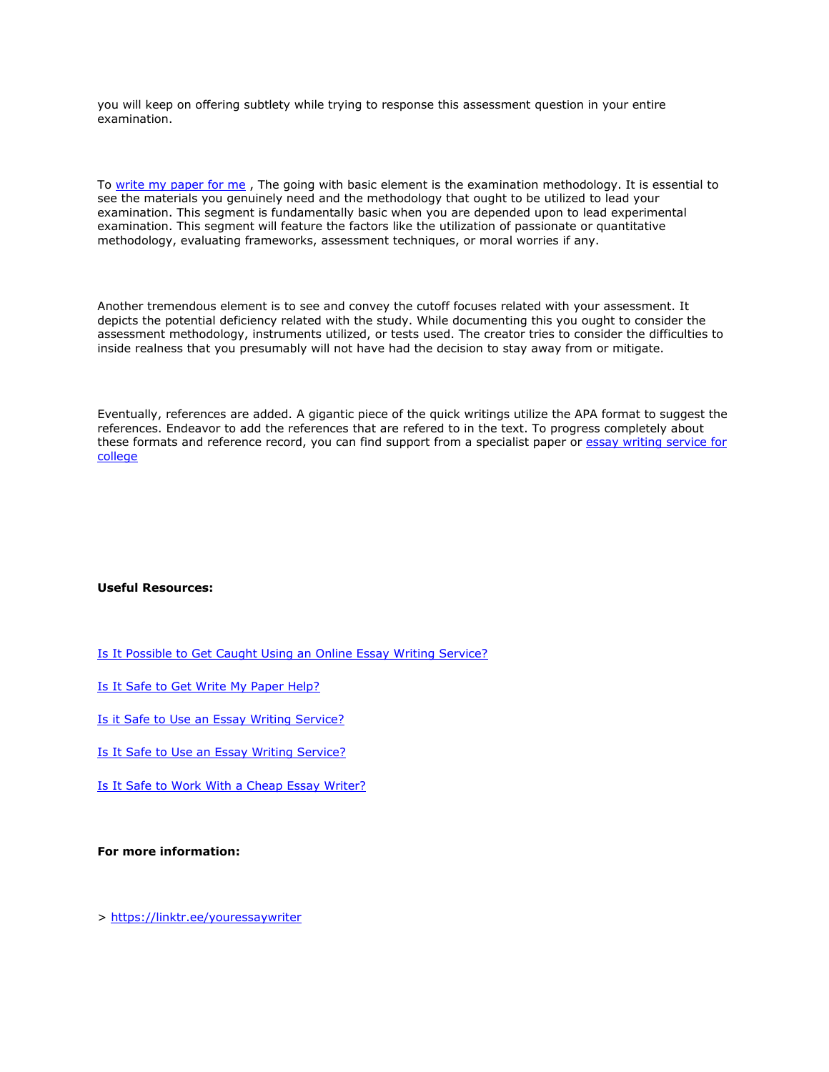you will keep on offering subtlety while trying to response this assessment question in your entire examination.

To [write my paper for me](#) , The going with basic element is the examination methodology. It is essential to see the materials you genuinely need and the methodology that ought to be utilized to lead your examination. This segment is fundamentally basic when you are depended upon to lead experimental examination. This segment will feature the factors like the utilization of passionate or quantitative methodology, evaluating frameworks, assessment techniques, or moral worries if any.

Another tremendous element is to see and convey the cutoff focuses related with your assessment. It depicts the potential deficiency related with the study. While documenting this you ought to consider the assessment methodology, instruments utilized, or tests used. The creator tries to consider the difficulties to inside realness that you presumably will not have had the decision to stay away from or mitigate.

Eventually, references are added. A gigantic piece of the quick writings utilize the APA format to suggest the references. Endeavor to add the references that are refered to in the text. To progress completely about these formats and reference record, you can find support from a specialist paper or [essay writing service for college](#)

**Useful Resources:**

[Is It Possible to Get Caught Using an Online Essay Writing Service?](#)

[Is It Safe to Get Write My Paper Help?](#)

[Is it Safe to Use an Essay Writing Service?](#)

[Is It Safe to Use an Essay Writing Service?](#)

[Is It Safe to Work With a Cheap Essay Writer?](#)

**For more information:**

> [https://linktr.ee/youressaywriter](https://linktr.ee/youressaywriter)